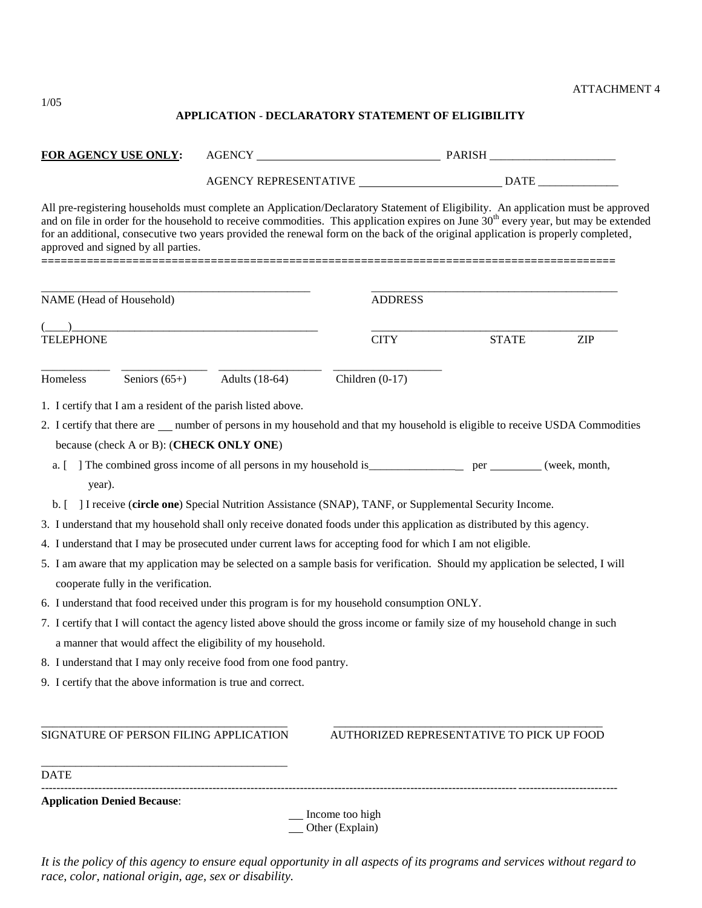ATTACHMENT 4

1/05

## APPLICATION - DECLARATORY STATEMENT OF ELIGIBILITY

**FOR AGENCY USE ONLY:** AGENCY ______________________________ PARISH ______________________

AGENCY REPRESENTATIVE ________________________ DATE ______________

All pre-registering households must complete an Application/Declaratory Statement of Eligibility. An application must be approved and on file in order for the household to receive commodities. This application expires on June 30th every year, but may be extended for an additional, consecutive two years provided the renewal form on the back of the original application is properly completed, approved and signed by all parties.

==========================================================================================

_______________________________________________ NAME (Head of Household)

_______________________________________________ ADDRESS

(____)_________________________________________ TELEPHONE

_______________________________________________ CITY STATE ZIP

____________ Homeless ______________ Seniors (65+) __________________ Adults (18-64) __________________ Children (0-17)

1. I certify that I am a resident of the parish listed above.
2. I certify that there are __ number of persons in my household and that my household is eligible to receive USDA Commodities because (check A or B): (**CHECK ONLY ONE**)
   a. [ ] The combined gross income of all persons in my household is________________ per _________ (week, month, year).
   b. [ ] I receive (**circle one**) Special Nutrition Assistance (SNAP), TANF, or Supplemental Security Income.
3. I understand that my household shall only receive donated foods under this application as distributed by this agency.
4. I understand that I may be prosecuted under current laws for accepting food for which I am not eligible.
5. I am aware that my application may be selected on a sample basis for verification. Should my application be selected, I will cooperate fully in the verification.
6. I understand that food received under this program is for my household consumption ONLY.
7. I certify that I will contact the agency listed above should the gross income or family size of my household change in such a manner that would affect the eligibility of my household.
8. I understand that I may only receive food from one food pantry.
9. I certify that the above information is true and correct.

___________________________________________ SIGNATURE OF PERSON FILING APPLICATION

_______________________________________________ AUTHORIZED REPRESENTATIVE TO PICK UP FOOD

___________________________________________ DATE

------------------------------------------------------------------------------------------------------------------------------------------

**Application Denied Because**:

__ Income too high
__ Other (Explain)

*It is the policy of this agency to ensure equal opportunity in all aspects of its programs and services without regard to race, color, national origin, age, sex or disability.*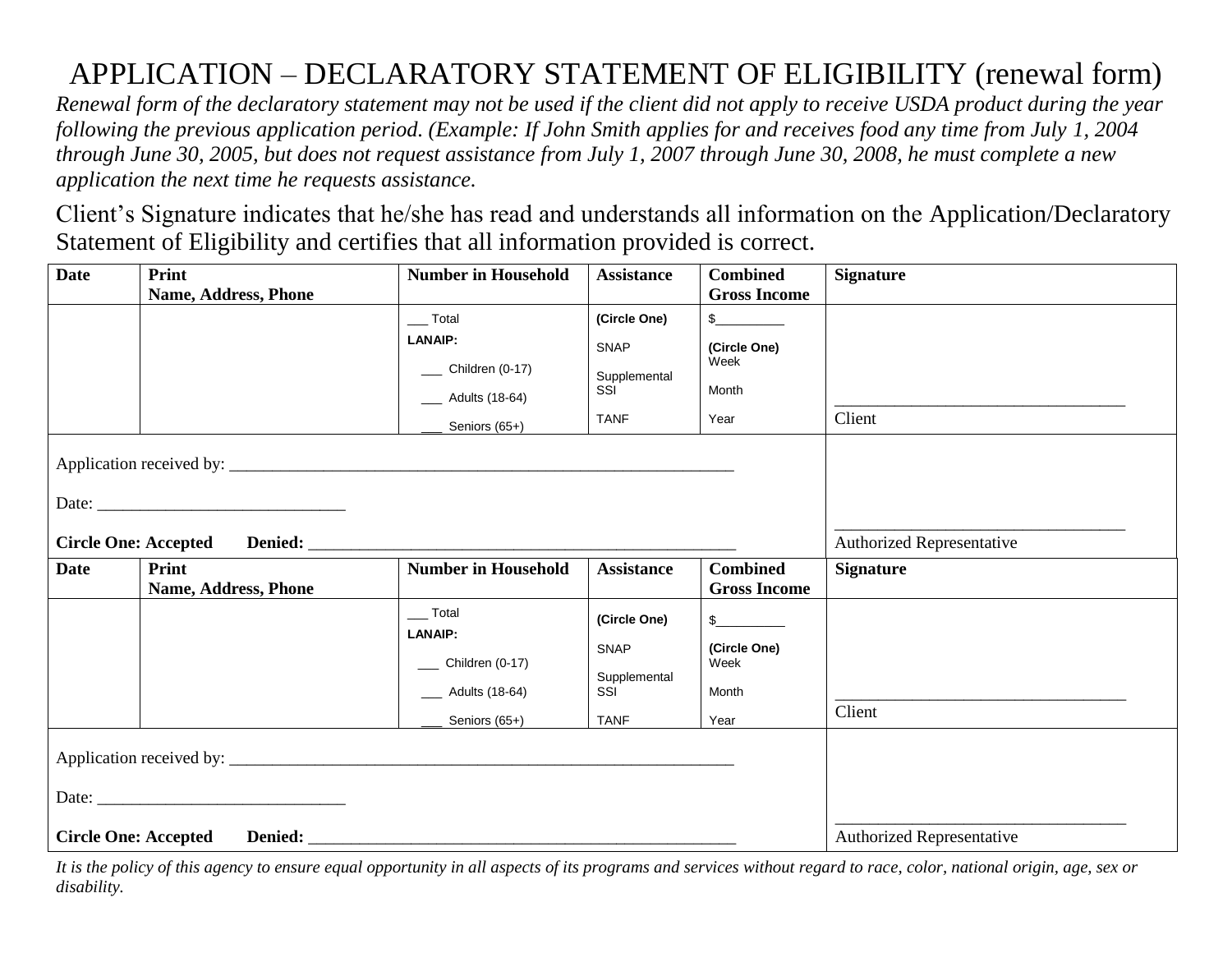# APPLICATION – DECLARATORY STATEMENT OF ELIGIBILITY (renewal form)

*Renewal form of the declaratory statement may not be used if the client did not apply to receive USDA product during the year following the previous application period. (Example: If John Smith applies for and receives food any time from July 1, 2004 through June 30, 2005, but does not request assistance from July 1, 2007 through June 30, 2008, he must complete a new application the next time he requests assistance.*

Client's Signature indicates that he/she has read and understands all information on the Application/Declaratory Statement of Eligibility and certifies that all information provided is correct.

| **Date** | **Print Name, Address, Phone** | **Number in Household** | **Assistance** | **Combined Gross Income** | **Signature** |
|---|---|---|---|---|---|
| | | ___ Total<br>**LANAIP:**<br>___ Children (0-17)<br>___ Adults (18-64)<br>___ Seniors (65+) | **(Circle One)**<br>SNAP<br>Supplemental SSI<br>TANF | $_________<br>**(Circle One)**<br>Week<br>Month<br>Year | ___________________________________<br>Client |
| Application received by: _______________________________________________<br>Date: _____________________________<br>**Circle One: Accepted Denied:** _______________________________________________ | | | | | ___________________________________<br>Authorized Representative |
| **Date** | **Print Name, Address, Phone** | **Number in Household** | **Assistance** | **Combined Gross Income** | **Signature** |
| | | ___ Total<br>**LANAIP:**<br>___ Children (0-17)<br>___ Adults (18-64)<br>___ Seniors (65+) | **(Circle One)**<br>SNAP<br>Supplemental SSI<br>TANF | $_________<br>**(Circle One)**<br>Week<br>Month<br>Year | ___________________________________<br>Client |
| Application received by: _______________________________________________<br>Date: _____________________________<br>**Circle One: Accepted Denied:** _______________________________________________ | | | | | ___________________________________<br>Authorized Representative |

*It is the policy of this agency to ensure equal opportunity in all aspects of its programs and services without regard to race, color, national origin, age, sex or disability.*